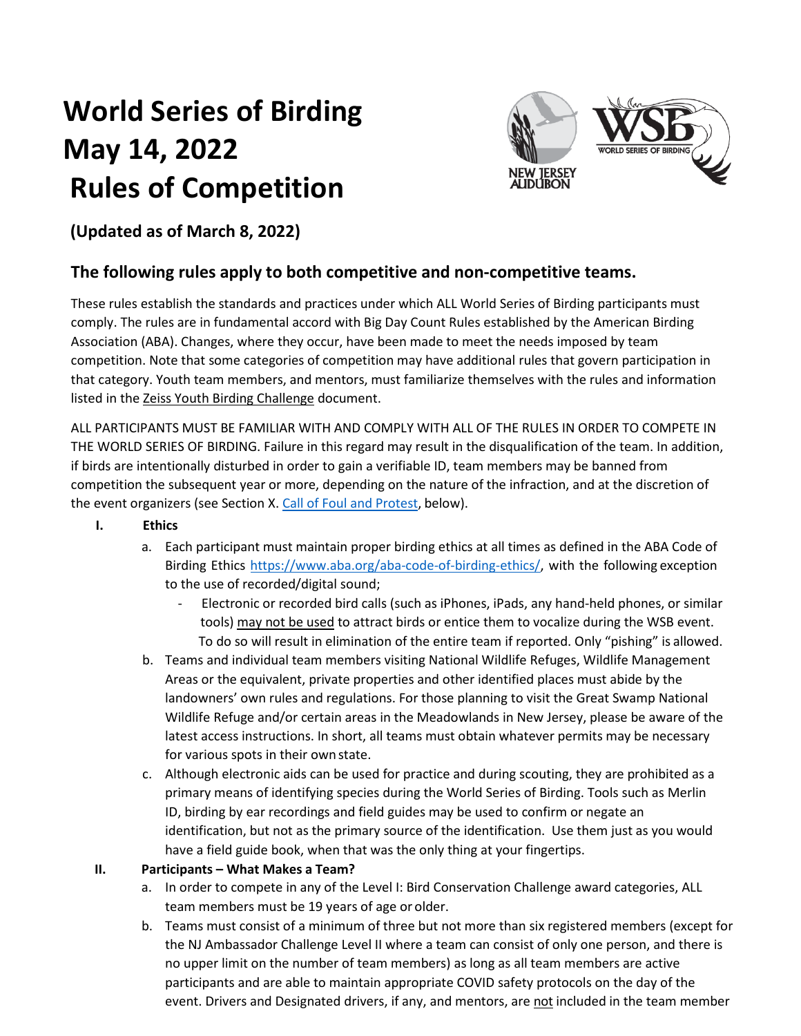# World Series of Birding
# May 14, 2022
# Rules of Competition

### (Updated as of March 8, 2022)

## The following rules apply to both competitive and non-competitive teams.

These rules establish the standards and practices under which ALL World Series of Birding participants must comply. The rules are in fundamental accord with Big Day Count Rules established by the American Birding Association (ABA). Changes, where they occur, have been made to meet the needs imposed by team competition. Note that some categories of competition may have additional rules that govern participation in that category. Youth team members, and mentors, must familiarize themselves with the rules and information listed in the Zeiss Youth Birding Challenge document.

ALL PARTICIPANTS MUST BE FAMILIAR WITH AND COMPLY WITH ALL OF THE RULES IN ORDER TO COMPETE IN THE WORLD SERIES OF BIRDING. Failure in this regard may result in the disqualification of the team. In addition, if birds are intentionally disturbed in order to gain a verifiable ID, team members may be banned from competition the subsequent year or more, depending on the nature of the infraction, and at the discretion of the event organizers (see Section X. Call of Foul and Protest, below).

**I. Ethics**

a. Each participant must maintain proper birding ethics at all times as defined in the ABA Code of Birding Ethics https://www.aba.org/aba-code-of-birding-ethics/, with the following exception to the use of recorded/digital sound;
   - Electronic or recorded bird calls (such as iPhones, iPads, any hand-held phones, or similar tools) may not be used to attract birds or entice them to vocalize during the WSB event. To do so will result in elimination of the entire team if reported. Only "pishing" is allowed.

b. Teams and individual team members visiting National Wildlife Refuges, Wildlife Management Areas or the equivalent, private properties and other identified places must abide by the landowners' own rules and regulations. For those planning to visit the Great Swamp National Wildlife Refuge and/or certain areas in the Meadowlands in New Jersey, please be aware of the latest access instructions. In short, all teams must obtain whatever permits may be necessary for various spots in their own state.

c. Although electronic aids can be used for practice and during scouting, they are prohibited as a primary means of identifying species during the World Series of Birding. Tools such as Merlin ID, birding by ear recordings and field guides may be used to confirm or negate an identification, but not as the primary source of the identification. Use them just as you would have a field guide book, when that was the only thing at your fingertips.

**II. Participants – What Makes a Team?**

a. In order to compete in any of the Level I: Bird Conservation Challenge award categories, ALL team members must be 19 years of age or older.

b. Teams must consist of a minimum of three but not more than six registered members (except for the NJ Ambassador Challenge Level II where a team can consist of only one person, and there is no upper limit on the number of team members) as long as all team members are active participants and are able to maintain appropriate COVID safety protocols on the day of the event. Drivers and Designated drivers, if any, and mentors, are not included in the team member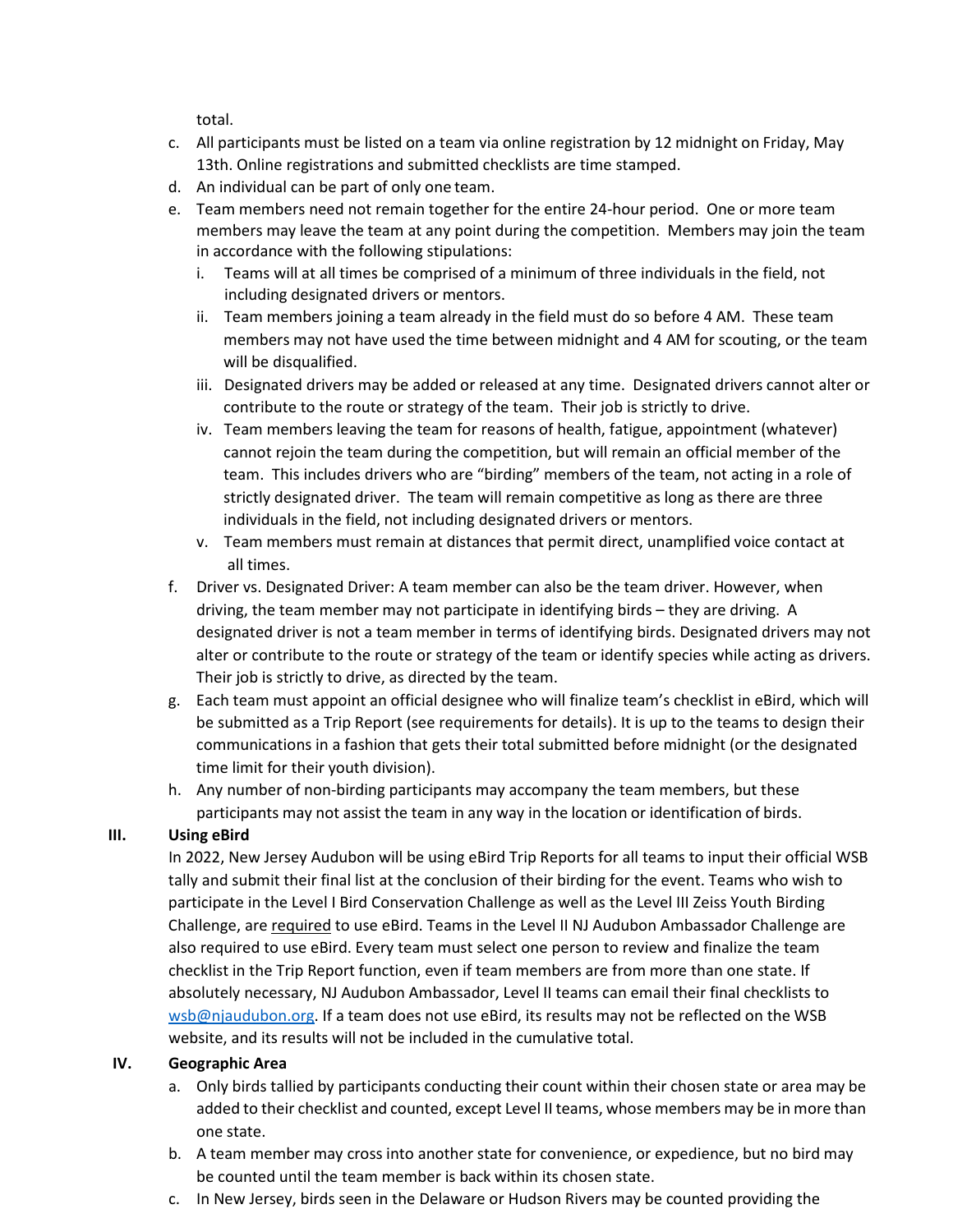total.

c. All participants must be listed on a team via online registration by 12 midnight on Friday, May 13th. Online registrations and submitted checklists are time stamped.

d. An individual can be part of only one team.

e. Team members need not remain together for the entire 24-hour period. One or more team members may leave the team at any point during the competition. Members may join the team in accordance with the following stipulations:

   i. Teams will at all times be comprised of a minimum of three individuals in the field, not including designated drivers or mentors.

   ii. Team members joining a team already in the field must do so before 4 AM. These team members may not have used the time between midnight and 4 AM for scouting, or the team will be disqualified.

   iii. Designated drivers may be added or released at any time. Designated drivers cannot alter or contribute to the route or strategy of the team. Their job is strictly to drive.

   iv. Team members leaving the team for reasons of health, fatigue, appointment (whatever) cannot rejoin the team during the competition, but will remain an official member of the team. This includes drivers who are "birding" members of the team, not acting in a role of strictly designated driver. The team will remain competitive as long as there are three individuals in the field, not including designated drivers or mentors.

   v. Team members must remain at distances that permit direct, unamplified voice contact at all times.

f. Driver vs. Designated Driver: A team member can also be the team driver. However, when driving, the team member may not participate in identifying birds – they are driving. A designated driver is not a team member in terms of identifying birds. Designated drivers may not alter or contribute to the route or strategy of the team or identify species while acting as drivers. Their job is strictly to drive, as directed by the team.

g. Each team must appoint an official designee who will finalize team's checklist in eBird, which will be submitted as a Trip Report (see requirements for details). It is up to the teams to design their communications in a fashion that gets their total submitted before midnight (or the designated time limit for their youth division).

h. Any number of non-birding participants may accompany the team members, but these participants may not assist the team in any way in the location or identification of birds.

## III. Using eBird

In 2022, New Jersey Audubon will be using eBird Trip Reports for all teams to input their official WSB tally and submit their final list at the conclusion of their birding for the event. Teams who wish to participate in the Level I Bird Conservation Challenge as well as the Level III Zeiss Youth Birding Challenge, are required to use eBird. Teams in the Level II NJ Audubon Ambassador Challenge are also required to use eBird. Every team must select one person to review and finalize the team checklist in the Trip Report function, even if team members are from more than one state. If absolutely necessary, NJ Audubon Ambassador, Level II teams can email their final checklists to wsb@njaudubon.org. If a team does not use eBird, its results may not be reflected on the WSB website, and its results will not be included in the cumulative total.

## IV. Geographic Area

a. Only birds tallied by participants conducting their count within their chosen state or area may be added to their checklist and counted, except Level II teams, whose members may be in more than one state.

b. A team member may cross into another state for convenience, or expedience, but no bird may be counted until the team member is back within its chosen state.

c. In New Jersey, birds seen in the Delaware or Hudson Rivers may be counted providing the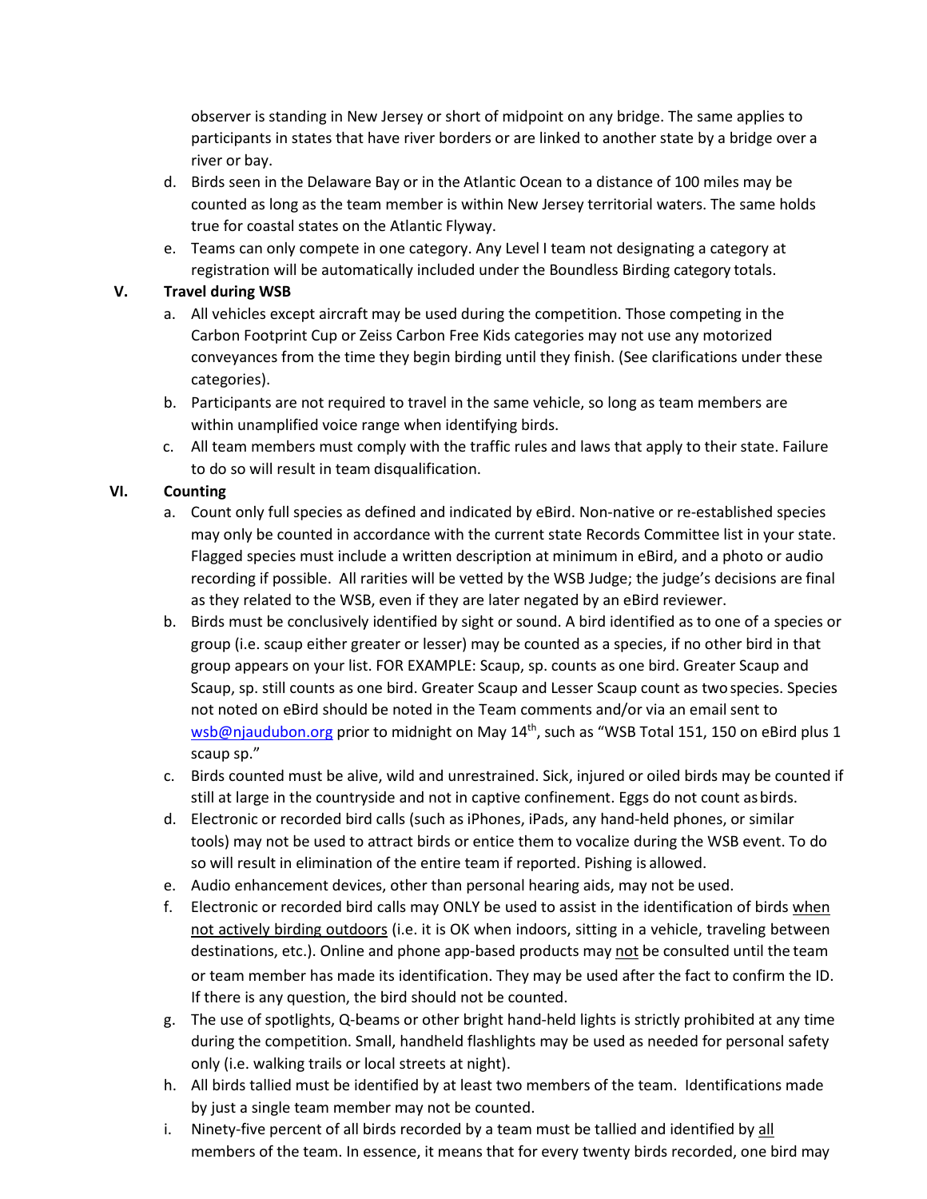observer is standing in New Jersey or short of midpoint on any bridge. The same applies to participants in states that have river borders or are linked to another state by a bridge over a river or bay.

d. Birds seen in the Delaware Bay or in the Atlantic Ocean to a distance of 100 miles may be counted as long as the team member is within New Jersey territorial waters. The same holds true for coastal states on the Atlantic Flyway.

e. Teams can only compete in one category. Any Level I team not designating a category at registration will be automatically included under the Boundless Birding category totals.

## V. Travel during WSB

a. All vehicles except aircraft may be used during the competition. Those competing in the Carbon Footprint Cup or Zeiss Carbon Free Kids categories may not use any motorized conveyances from the time they begin birding until they finish. (See clarifications under these categories).

b. Participants are not required to travel in the same vehicle, so long as team members are within unamplified voice range when identifying birds.

c. All team members must comply with the traffic rules and laws that apply to their state. Failure to do so will result in team disqualification.

## VI. Counting

a. Count only full species as defined and indicated by eBird. Non-native or re-established species may only be counted in accordance with the current state Records Committee list in your state. Flagged species must include a written description at minimum in eBird, and a photo or audio recording if possible. All rarities will be vetted by the WSB Judge; the judge's decisions are final as they related to the WSB, even if they are later negated by an eBird reviewer.

b. Birds must be conclusively identified by sight or sound. A bird identified as to one of a species or group (i.e. scaup either greater or lesser) may be counted as a species, if no other bird in that group appears on your list. FOR EXAMPLE: Scaup, sp. counts as one bird. Greater Scaup and Scaup, sp. still counts as one bird. Greater Scaup and Lesser Scaup count as two species. Species not noted on eBird should be noted in the Team comments and/or via an email sent to wsb@njaudubon.org prior to midnight on May 14th, such as "WSB Total 151, 150 on eBird plus 1 scaup sp."

c. Birds counted must be alive, wild and unrestrained. Sick, injured or oiled birds may be counted if still at large in the countryside and not in captive confinement. Eggs do not count as birds.

d. Electronic or recorded bird calls (such as iPhones, iPads, any hand-held phones, or similar tools) may not be used to attract birds or entice them to vocalize during the WSB event. To do so will result in elimination of the entire team if reported. Pishing is allowed.

e. Audio enhancement devices, other than personal hearing aids, may not be used.

f. Electronic or recorded bird calls may ONLY be used to assist in the identification of birds <u>when not actively birding outdoors</u> (i.e. it is OK when indoors, sitting in a vehicle, traveling between destinations, etc.). Online and phone app-based products may <u>not</u> be consulted until the team or team member has made its identification. They may be used after the fact to confirm the ID. If there is any question, the bird should not be counted.

g. The use of spotlights, Q-beams or other bright hand-held lights is strictly prohibited at any time during the competition. Small, handheld flashlights may be used as needed for personal safety only (i.e. walking trails or local streets at night).

h. All birds tallied must be identified by at least two members of the team. Identifications made by just a single team member may not be counted.

i. Ninety-five percent of all birds recorded by a team must be tallied and identified by <u>all</u> members of the team. In essence, it means that for every twenty birds recorded, one bird may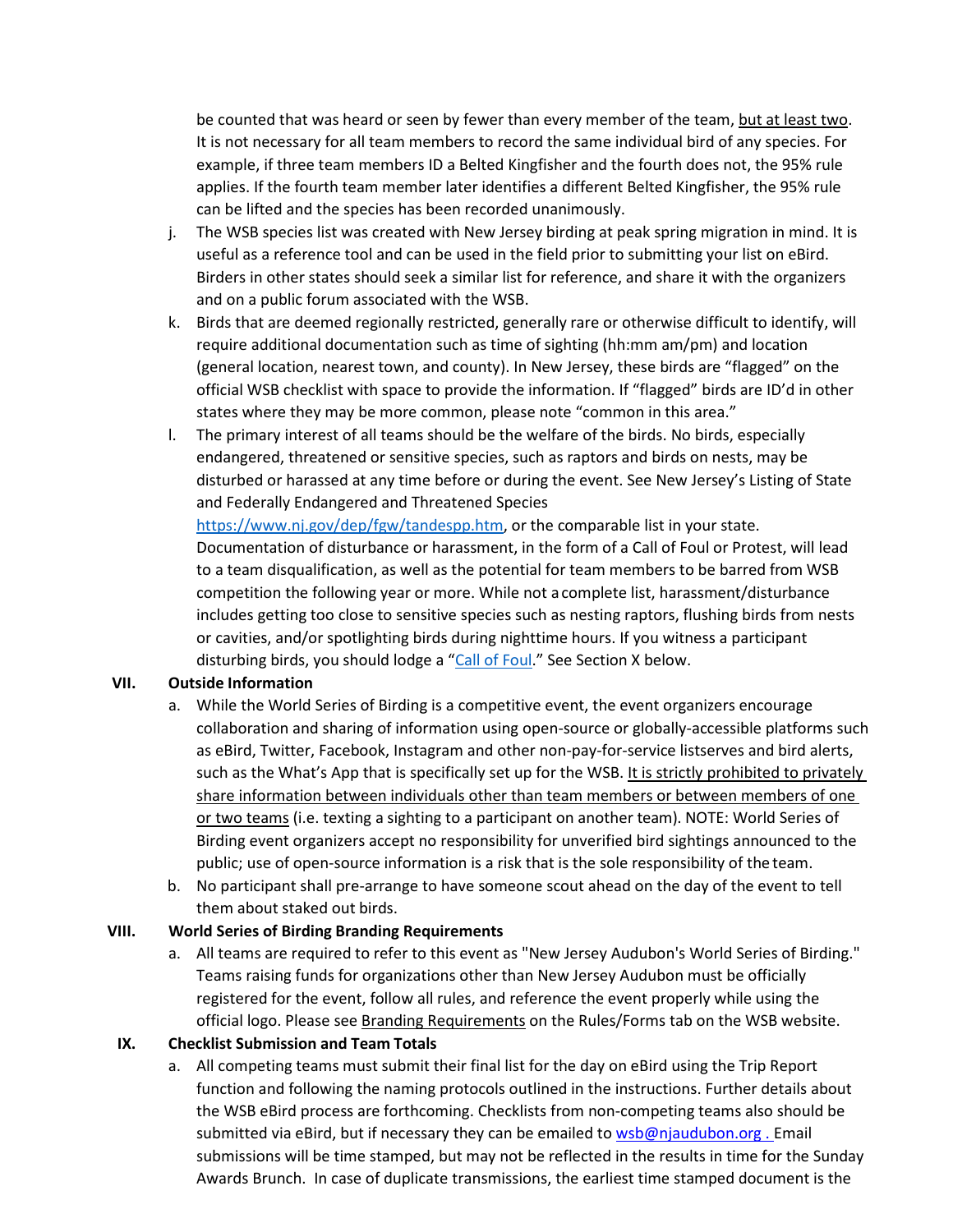be counted that was heard or seen by fewer than every member of the team, <u>but at least two</u>. It is not necessary for all team members to record the same individual bird of any species. For example, if three team members ID a Belted Kingfisher and the fourth does not, the 95% rule applies. If the fourth team member later identifies a different Belted Kingfisher, the 95% rule can be lifted and the species has been recorded unanimously.

j. The WSB species list was created with New Jersey birding at peak spring migration in mind. It is useful as a reference tool and can be used in the field prior to submitting your list on eBird. Birders in other states should seek a similar list for reference, and share it with the organizers and on a public forum associated with the WSB.

k. Birds that are deemed regionally restricted, generally rare or otherwise difficult to identify, will require additional documentation such as time of sighting (hh:mm am/pm) and location (general location, nearest town, and county). In New Jersey, these birds are "flagged" on the official WSB checklist with space to provide the information. If "flagged" birds are ID'd in other states where they may be more common, please note "common in this area."

l. The primary interest of all teams should be the welfare of the birds. No birds, especially endangered, threatened or sensitive species, such as raptors and birds on nests, may be disturbed or harassed at any time before or during the event. See New Jersey's Listing of State and Federally Endangered and Threatened Species [https://www.nj.gov/dep/fgw/tandespp.htm](https://www.nj.gov/dep/fgw/tandespp.htm), or the comparable list in your state. Documentation of disturbance or harassment, in the form of a Call of Foul or Protest, will lead to a team disqualification, as well as the potential for team members to be barred from WSB competition the following year or more. While not a complete list, harassment/disturbance includes getting too close to sensitive species such as nesting raptors, flushing birds from nests or cavities, and/or spotlighting birds during nighttime hours. If you witness a participant disturbing birds, you should lodge a "Call of Foul." See Section X below.

## VII. Outside Information

a. While the World Series of Birding is a competitive event, the event organizers encourage collaboration and sharing of information using open-source or globally-accessible platforms such as eBird, Twitter, Facebook, Instagram and other non-pay-for-service listserves and bird alerts, such as the What's App that is specifically set up for the WSB. <u>It is strictly prohibited to privately share information between individuals other than team members or between members of one or two teams</u> (i.e. texting a sighting to a participant on another team). NOTE: World Series of Birding event organizers accept no responsibility for unverified bird sightings announced to the public; use of open-source information is a risk that is the sole responsibility of the team.

b. No participant shall pre-arrange to have someone scout ahead on the day of the event to tell them about staked out birds.

## VIII. World Series of Birding Branding Requirements

a. All teams are required to refer to this event as "New Jersey Audubon's World Series of Birding." Teams raising funds for organizations other than New Jersey Audubon must be officially registered for the event, follow all rules, and reference the event properly while using the official logo. Please see <u>Branding Requirements</u> on the Rules/Forms tab on the WSB website.

## IX. Checklist Submission and Team Totals

a. All competing teams must submit their final list for the day on eBird using the Trip Report function and following the naming protocols outlined in the instructions. Further details about the WSB eBird process are forthcoming. Checklists from non-competing teams also should be submitted via eBird, but if necessary they can be emailed to wsb@njaudubon.org . Email submissions will be time stamped, but may not be reflected in the results in time for the Sunday Awards Brunch. In case of duplicate transmissions, the earliest time stamped document is the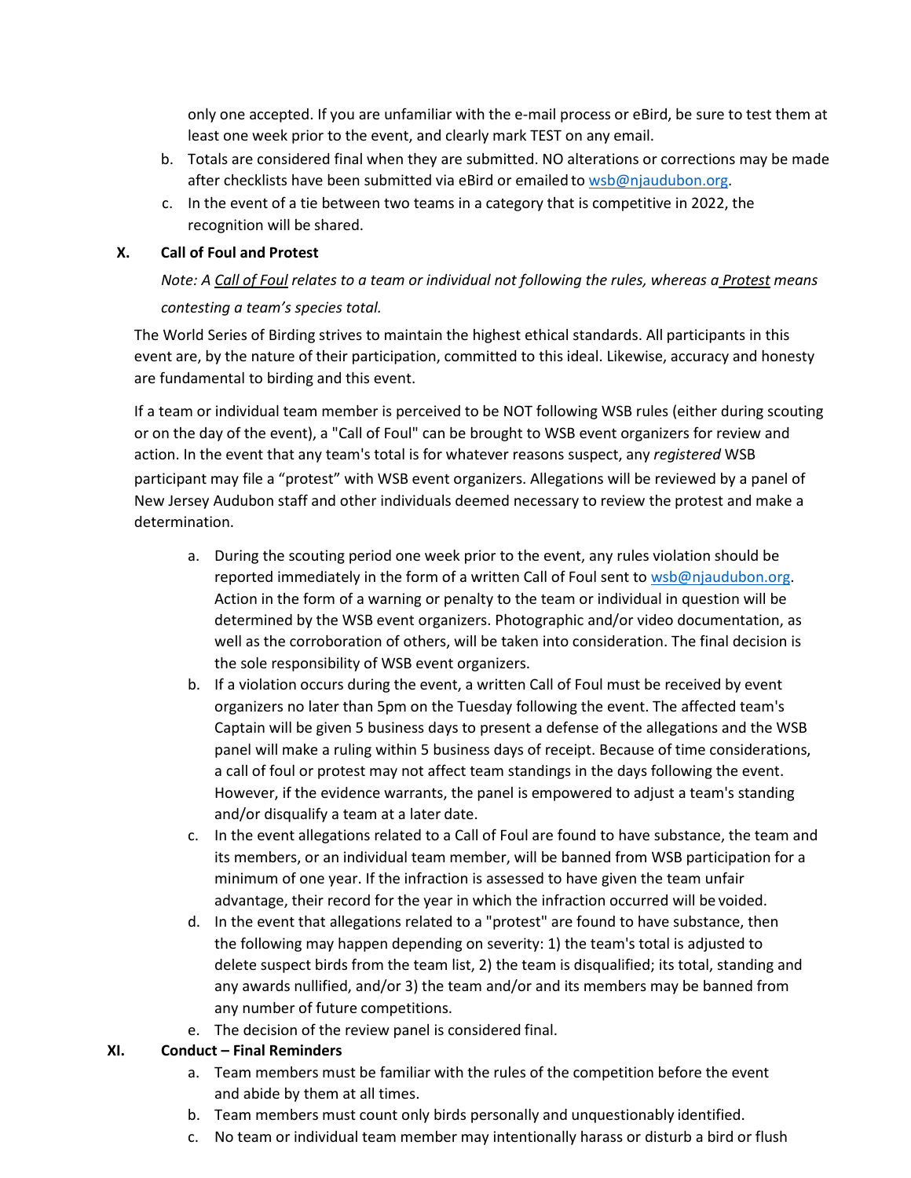only one accepted. If you are unfamiliar with the e-mail process or eBird, be sure to test them at least one week prior to the event, and clearly mark TEST on any email.

b. Totals are considered final when they are submitted. NO alterations or corrections may be made after checklists have been submitted via eBird or emailed to wsb@njaudubon.org.

c. In the event of a tie between two teams in a category that is competitive in 2022, the recognition will be shared.

## X. Call of Foul and Protest

*Note: A Call of Foul relates to a team or individual not following the rules, whereas a Protest means contesting a team's species total.*

The World Series of Birding strives to maintain the highest ethical standards. All participants in this event are, by the nature of their participation, committed to this ideal. Likewise, accuracy and honesty are fundamental to birding and this event.

If a team or individual team member is perceived to be NOT following WSB rules (either during scouting or on the day of the event), a "Call of Foul" can be brought to WSB event organizers for review and action. In the event that any team's total is for whatever reasons suspect, any *registered* WSB participant may file a "protest" with WSB event organizers. Allegations will be reviewed by a panel of New Jersey Audubon staff and other individuals deemed necessary to review the protest and make a determination.

a. During the scouting period one week prior to the event, any rules violation should be reported immediately in the form of a written Call of Foul sent to wsb@njaudubon.org. Action in the form of a warning or penalty to the team or individual in question will be determined by the WSB event organizers. Photographic and/or video documentation, as well as the corroboration of others, will be taken into consideration. The final decision is the sole responsibility of WSB event organizers.

b. If a violation occurs during the event, a written Call of Foul must be received by event organizers no later than 5pm on the Tuesday following the event. The affected team's Captain will be given 5 business days to present a defense of the allegations and the WSB panel will make a ruling within 5 business days of receipt. Because of time considerations, a call of foul or protest may not affect team standings in the days following the event. However, if the evidence warrants, the panel is empowered to adjust a team's standing and/or disqualify a team at a later date.

c. In the event allegations related to a Call of Foul are found to have substance, the team and its members, or an individual team member, will be banned from WSB participation for a minimum of one year. If the infraction is assessed to have given the team unfair advantage, their record for the year in which the infraction occurred will be voided.

d. In the event that allegations related to a "protest" are found to have substance, then the following may happen depending on severity: 1) the team's total is adjusted to delete suspect birds from the team list, 2) the team is disqualified; its total, standing and any awards nullified, and/or 3) the team and/or and its members may be banned from any number of future competitions.

e. The decision of the review panel is considered final.

## XI. Conduct – Final Reminders

a. Team members must be familiar with the rules of the competition before the event and abide by them at all times.

b. Team members must count only birds personally and unquestionably identified.

c. No team or individual team member may intentionally harass or disturb a bird or flush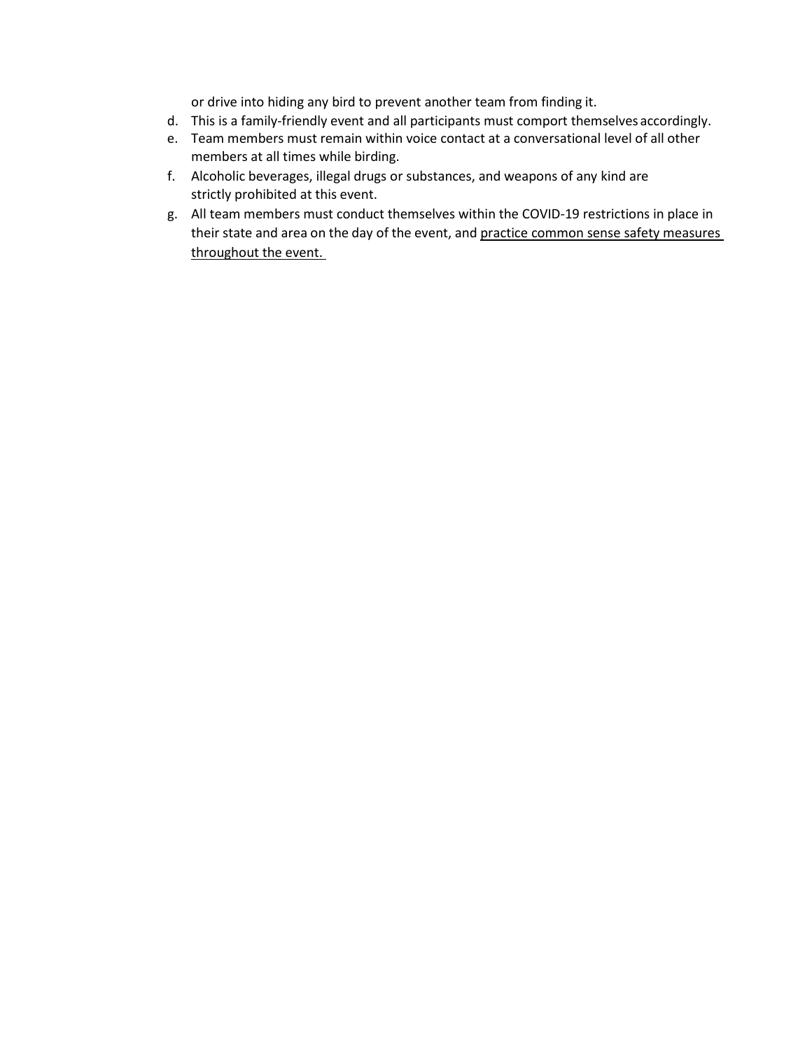or drive into hiding any bird to prevent another team from finding it.

d. This is a family-friendly event and all participants must comport themselves accordingly.
e. Team members must remain within voice contact at a conversational level of all other members at all times while birding.
f. Alcoholic beverages, illegal drugs or substances, and weapons of any kind are strictly prohibited at this event.
g. All team members must conduct themselves within the COVID-19 restrictions in place in their state and area on the day of the event, and <u>practice common sense safety measures throughout the event.</u>